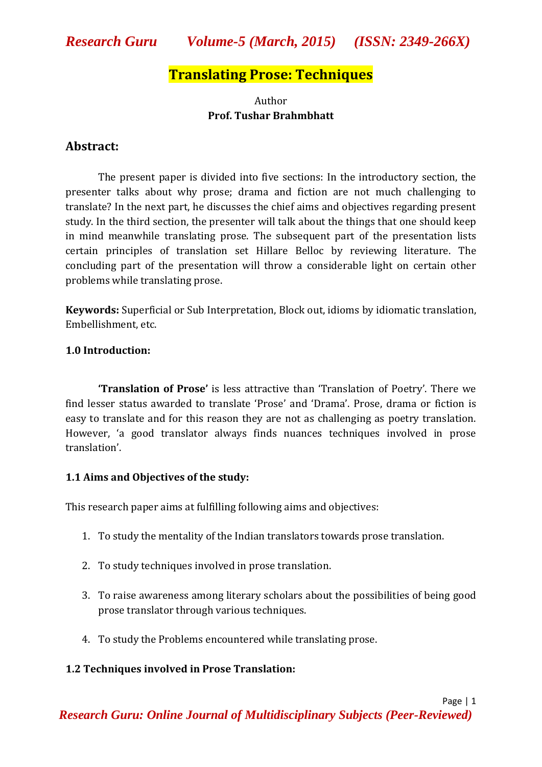# Translating Prose: Techniques

Author

**Prof. Tushar Brahmbhatt**

## Abstract:

The present paper is divided into five sections: In the introductory section, the presenter talks about why prose; drama and fiction are not much challenging to translate? In the next part, he discusses the chief aims and objectives regarding present study. In the third section, the presenter will talk about the things that one should keep in mind meanwhile translating prose. The subsequent part of the presentation lists certain principles of translation set Hillare Belloc by reviewing literature. The concluding part of the presentation will throw a considerable light on certain other problems while translating prose.

**Keywords:** Superficial or Sub Interpretation, Block out, idioms by idiomatic translation, Embellishment, etc.

### 1.0 Introduction:

**'Translation of Prose'** is less attractive than 'Translation of Poetry'. There we find lesser status awarded to translate 'Prose' and 'Drama'. Prose, drama or fiction is easy to translate and for this reason they are not as challenging as poetry translation. However, 'a good translator always finds nuances techniques involved in prose translation'.

### 1.1 Aims and Objectives of the study:

This research paper aims at fulfilling following aims and objectives:

1. To study the mentality of the Indian translators towards prose translation.
2. To study techniques involved in prose translation.
3. To raise awareness among literary scholars about the possibilities of being good prose translator through various techniques.
4. To study the Problems encountered while translating prose.

### 1.2 Techniques involved in Prose Translation: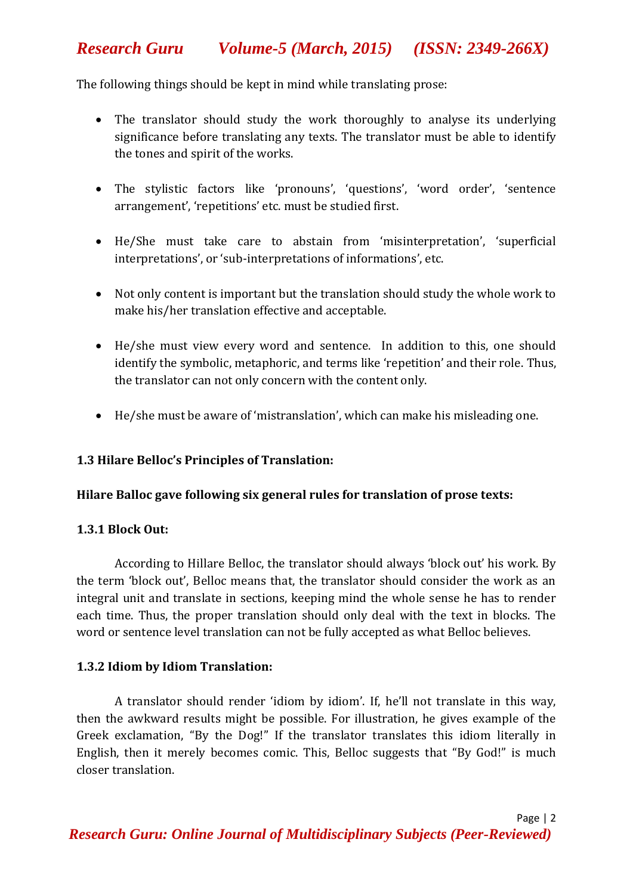The following things should be kept in mind while translating prose:

- The translator should study the work thoroughly to analyse its underlying significance before translating any texts. The translator must be able to identify the tones and spirit of the works.

- The stylistic factors like 'pronouns', 'questions', 'word order', 'sentence arrangement', 'repetitions' etc. must be studied first.

- He/She must take care to abstain from 'misinterpretation', 'superficial interpretations', or 'sub-interpretations of informations', etc.

- Not only content is important but the translation should study the whole work to make his/her translation effective and acceptable.

- He/she must view every word and sentence. In addition to this, one should identify the symbolic, metaphoric, and terms like 'repetition' and their role. Thus, the translator can not only concern with the content only.

- He/she must be aware of 'mistranslation', which can make his misleading one.

### 1.3 Hilare Belloc's Principles of Translation:

**Hilare Balloc gave following six general rules for translation of prose texts:**

#### 1.3.1 Block Out:

According to Hillare Belloc, the translator should always 'block out' his work. By the term 'block out', Belloc means that, the translator should consider the work as an integral unit and translate in sections, keeping mind the whole sense he has to render each time. Thus, the proper translation should only deal with the text in blocks. The word or sentence level translation can not be fully accepted as what Belloc believes.

#### 1.3.2 Idiom by Idiom Translation:

A translator should render 'idiom by idiom'. If, he'll not translate in this way, then the awkward results might be possible. For illustration, he gives example of the Greek exclamation, "By the Dog!" If the translator translates this idiom literally in English, then it merely becomes comic. This, Belloc suggests that "By God!" is much closer translation.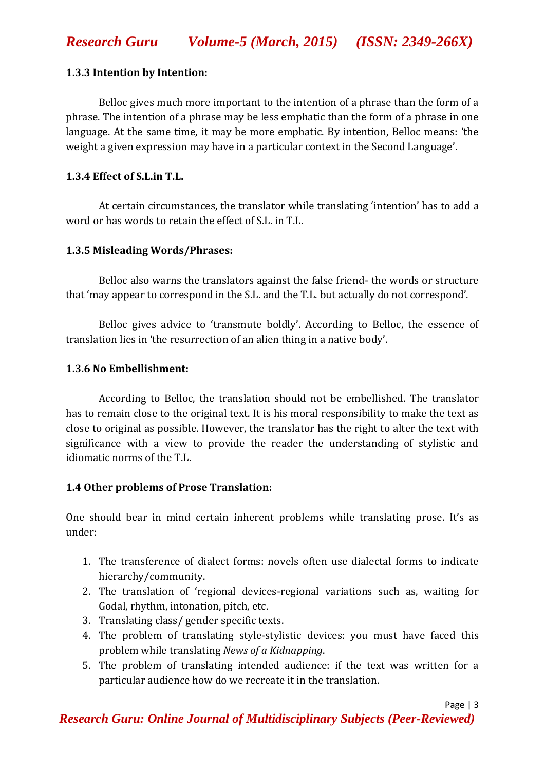### 1.3.3 Intention by Intention:

Belloc gives much more important to the intention of a phrase than the form of a phrase. The intention of a phrase may be less emphatic than the form of a phrase in one language. At the same time, it may be more emphatic. By intention, Belloc means: 'the weight a given expression may have in a particular context in the Second Language'.

### 1.3.4 Effect of S.L.in T.L.

At certain circumstances, the translator while translating 'intention' has to add a word or has words to retain the effect of S.L. in T.L.

### 1.3.5 Misleading Words/Phrases:

Belloc also warns the translators against the false friend- the words or structure that 'may appear to correspond in the S.L. and the T.L. but actually do not correspond'.

Belloc gives advice to 'transmute boldly'. According to Belloc, the essence of translation lies in 'the resurrection of an alien thing in a native body'.

### 1.3.6 No Embellishment:

According to Belloc, the translation should not be embellished. The translator has to remain close to the original text. It is his moral responsibility to make the text as close to original as possible. However, the translator has the right to alter the text with significance with a view to provide the reader the understanding of stylistic and idiomatic norms of the T.L.

### 1.4 Other problems of Prose Translation:

One should bear in mind certain inherent problems while translating prose. It's as under:

1. The transference of dialect forms: novels often use dialectal forms to indicate hierarchy/community.
2. The translation of 'regional devices-regional variations such as, waiting for Godal, rhythm, intonation, pitch, etc.
3. Translating class/ gender specific texts.
4. The problem of translating style-stylistic devices: you must have faced this problem while translating *News of a Kidnapping*.
5. The problem of translating intended audience: if the text was written for a particular audience how do we recreate it in the translation.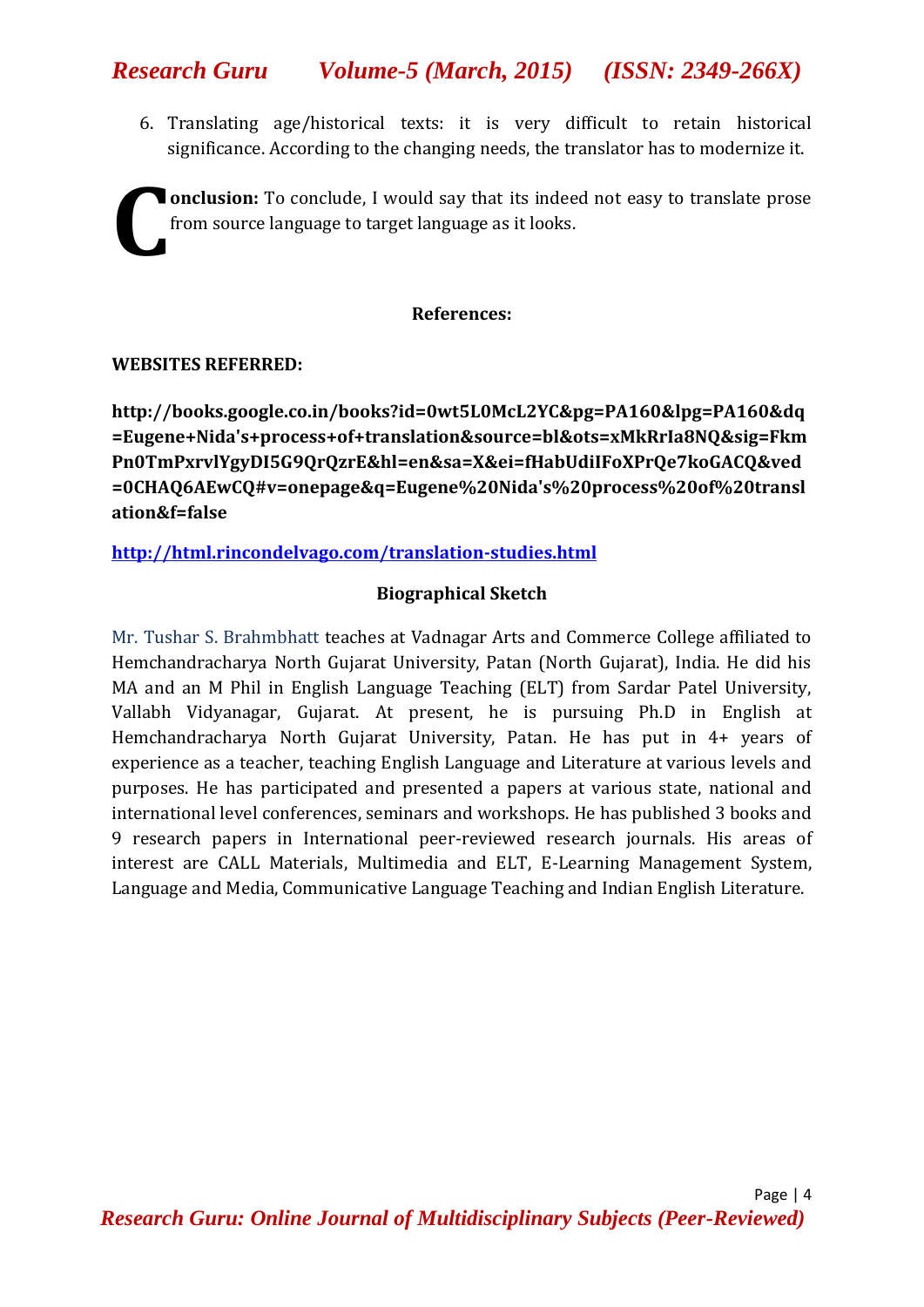6. Translating age/historical texts: it is very difficult to retain historical significance. According to the changing needs, the translator has to modernize it.

**Conclusion:** To conclude, I would say that its indeed not easy to translate prose from source language to target language as it looks.

**References:**

**WEBSITES REFERRED:**

**http://books.google.co.in/books?id=0wt5L0McL2YC&pg=PA160&lpg=PA160&dq=Eugene+Nida's+process+of+translation&source=bl&ots=xMkRrIa8NQ&sig=FkmPn0TmPxrvlYgyDI5G9QrQzrE&hl=en&sa=X&ei=fHabUdiIFoXPrQe7koGACQ&ved=0CHAQ6AEwCQ#v=onepage&q=Eugene%20Nida's%20process%20of%20translation&f=false**

**http://html.rincondelvago.com/translation-studies.html**

## Biographical Sketch

Mr. Tushar S. Brahmbhatt teaches at Vadnagar Arts and Commerce College affiliated to Hemchandracharya North Gujarat University, Patan (North Gujarat), India. He did his MA and an M Phil in English Language Teaching (ELT) from Sardar Patel University, Vallabh Vidyanagar, Gujarat. At present, he is pursuing Ph.D in English at Hemchandracharya North Gujarat University, Patan. He has put in 4+ years of experience as a teacher, teaching English Language and Literature at various levels and purposes. He has participated and presented a papers at various state, national and international level conferences, seminars and workshops. He has published 3 books and 9 research papers in International peer-reviewed research journals. His areas of interest are CALL Materials, Multimedia and ELT, E-Learning Management System, Language and Media, Communicative Language Teaching and Indian English Literature.